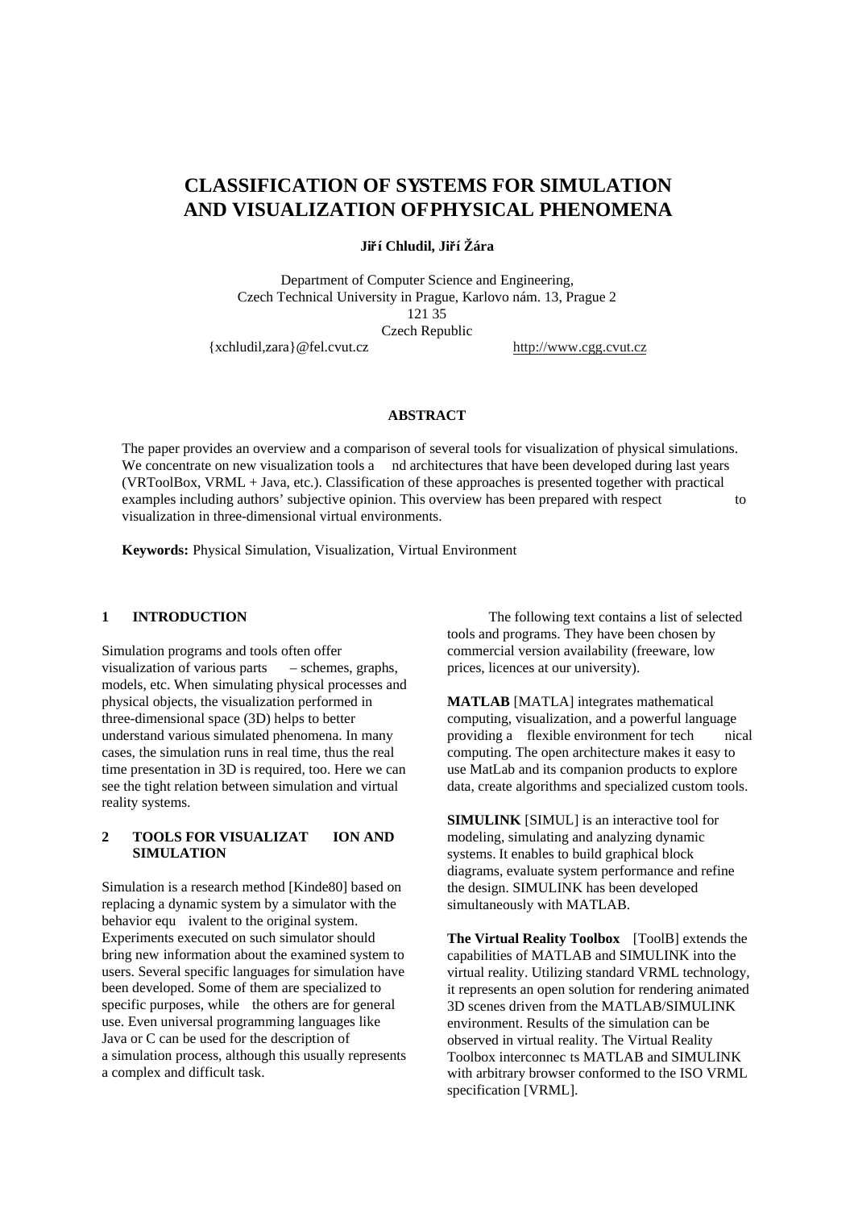# CLASSIFICATION OF SYSTEMS FOR SIMULATION AND VISUALIZATION OF PHYSICAL PHENOMENA

**Jiří Chludil, Jiří Žára**

Department of Computer Science and Engineering,
Czech Technical University in Prague, Karlovo nám. 13, Prague 2
121 35
Czech Republic
{xchludil,zara}@fel.cvut.cz http://www.cgg.cvut.cz

## ABSTRACT

The paper provides an overview and a comparison of several tools for visualization of physical simulations. We concentrate on new visualization tools and architectures that have been developed during last years (VRToolBox, VRML + Java, etc.). Classification of these approaches is presented together with practical examples including authors' subjective opinion. This overview has been prepared with respect to visualization in three-dimensional virtual environments.

**Keywords:** Physical Simulation, Visualization, Virtual Environment

## 1 INTRODUCTION

Simulation programs and tools often offer visualization of various parts – schemes, graphs, models, etc. When simulating physical processes and physical objects, the visualization performed in three-dimensional space (3D) helps to better understand various simulated phenomena. In many cases, the simulation runs in real time, thus the real time presentation in 3D is required, too. Here we can see the tight relation between simulation and virtual reality systems.

## 2 TOOLS FOR VISUALIZATION AND SIMULATION

Simulation is a research method [Kinde80] based on replacing a dynamic system by a simulator with the behavior equivalent to the original system. Experiments executed on such simulator should bring new information about the examined system to users. Several specific languages for simulation have been developed. Some of them are specialized to specific purposes, while the others are for general use. Even universal programming languages like Java or C can be used for the description of a simulation process, although this usually represents a complex and difficult task.

The following text contains a list of selected tools and programs. They have been chosen by commercial version availability (freeware, low prices, licences at our university).

**MATLAB** [MATLA] integrates mathematical computing, visualization, and a powerful language providing a flexible environment for technical computing. The open architecture makes it easy to use MatLab and its companion products to explore data, create algorithms and specialized custom tools.

**SIMULINK** [SIMUL] is an interactive tool for modeling, simulating and analyzing dynamic systems. It enables to build graphical block diagrams, evaluate system performance and refine the design. SIMULINK has been developed simultaneously with MATLAB.

**The Virtual Reality Toolbox** [ToolB] extends the capabilities of MATLAB and SIMULINK into the virtual reality. Utilizing standard VRML technology, it represents an open solution for rendering animated 3D scenes driven from the MATLAB/SIMULINK environment. Results of the simulation can be observed in virtual reality. The Virtual Reality Toolbox interconnects MATLAB and SIMULINK with arbitrary browser conformed to the ISO VRML specification [VRML].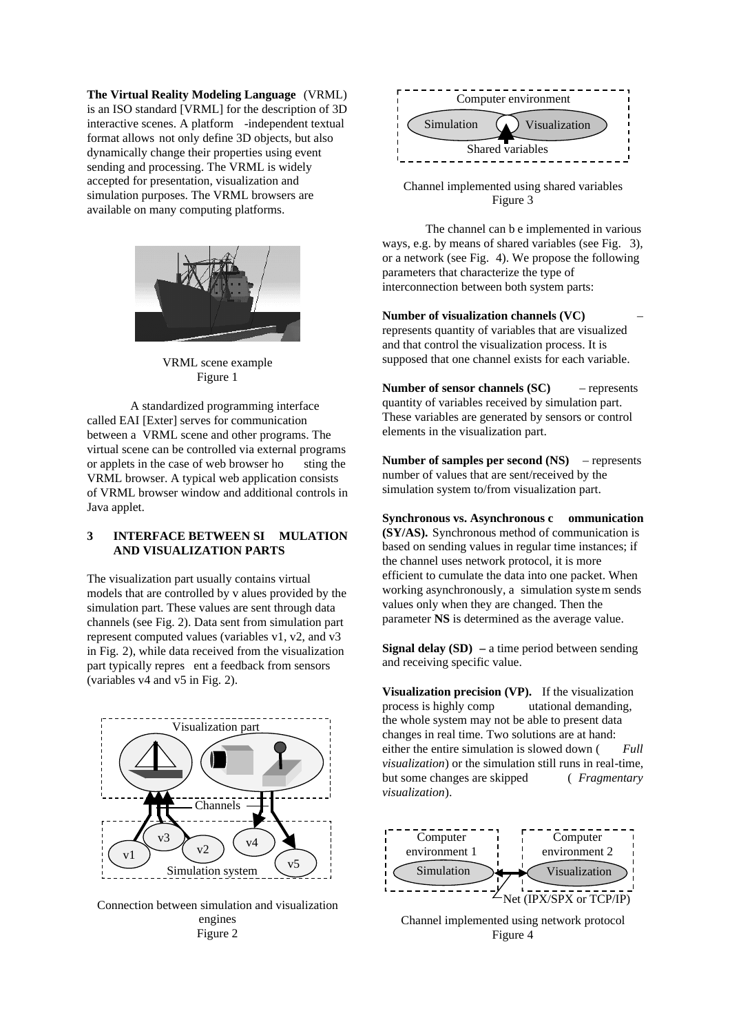**The Virtual Reality Modeling Language** (VRML) is an ISO standard [VRML] for the description of 3D interactive scenes. A platform-independent textual format allows not only define 3D objects, but also dynamically change their properties using event sending and processing. The VRML is widely accepted for presentation, visualization and simulation purposes. The VRML browsers are available on many computing platforms.

VRML scene example
Figure 1

A standardized programming interface called EAI [Exter] serves for communication between a VRML scene and other programs. The virtual scene can be controlled via external programs or applets in the case of web browser hosting the VRML browser. A typical web application consists of VRML browser window and additional controls in Java applet.

## 3 INTERFACE BETWEEN SIMULATION AND VISUALIZATION PARTS

The visualization part usually contains virtual models that are controlled by values provided by the simulation part. These values are sent through data channels (see Fig. 2). Data sent from simulation part represent computed values (variables v1, v2, and v3 in Fig. 2), while data received from the visualization part typically represent a feedback from sensors (variables v4 and v5 in Fig. 2).

Visualization part
Channels
v1
v3
v2
v4
v5
Simulation system

Connection between simulation and visualization engines
Figure 2

Computer environment
Simulation
Visualization
Shared variables

Channel implemented using shared variables
Figure 3

The channel can be implemented in various ways, e.g. by means of shared variables (see Fig. 3), or a network (see Fig. 4). We propose the following parameters that characterize the type of interconnection between both system parts:

**Number of visualization channels (VC)** – represents quantity of variables that are visualized and that control the visualization process. It is supposed that one channel exists for each variable.

**Number of sensor channels (SC)** – represents quantity of variables received by simulation part. These variables are generated by sensors or control elements in the visualization part.

**Number of samples per second (NS)** – represents number of values that are sent/received by the simulation system to/from visualization part.

**Synchronous vs. Asynchronous communication (SY/AS).** Synchronous method of communication is based on sending values in regular time instances; if the channel uses network protocol, it is more efficient to cumulate the data into one packet. When working asynchronously, a simulation system sends values only when they are changed. Then the parameter **NS** is determined as the average value.

**Signal delay (SD) –** a time period between sending and receiving specific value.

**Visualization precision (VP).** If the visualization process is highly computational demanding, the whole system may not be able to present data changes in real time. Two solutions are at hand: either the entire simulation is slowed down (*Full visualization*) or the simulation still runs in real-time, but some changes are skipped (*Fragmentary visualization*).

Computer environment 1
Simulation
Computer environment 2
Visualization
Net (IPX/SPX or TCP/IP)

Channel implemented using network protocol
Figure 4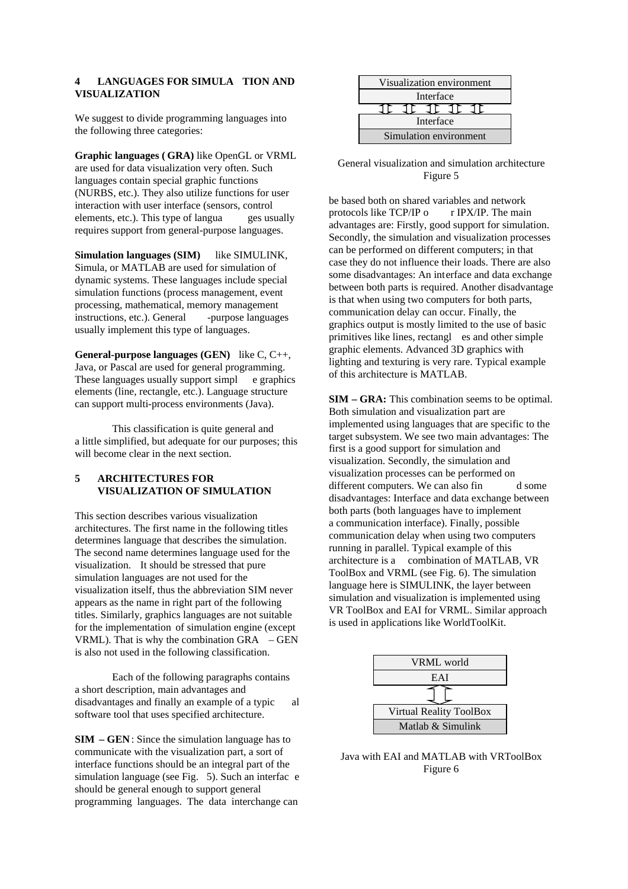## 4 LANGUAGES FOR SIMULATION AND VISUALIZATION

We suggest to divide programming languages into the following three categories:

**Graphic languages (GRA)** like OpenGL or VRML are used for data visualization very often. Such languages contain special graphic functions (NURBS, etc.). They also utilize functions for user interaction with user interface (sensors, control elements, etc.). This type of languages usually requires support from general-purpose languages.

**Simulation languages (SIM)** like SIMULINK, Simula, or MATLAB are used for simulation of dynamic systems. These languages include special simulation functions (process management, event processing, mathematical, memory management instructions, etc.). General-purpose languages usually implement this type of languages.

**General-purpose languages (GEN)** like C, C++, Java, or Pascal are used for general programming. These languages usually support simple graphics elements (line, rectangle, etc.). Language structure can support multi-process environments (Java).

This classification is quite general and a little simplified, but adequate for our purposes; this will become clear in the next section.

## 5 ARCHITECTURES FOR VISUALIZATION OF SIMULATION

This section describes various visualization architectures. The first name in the following titles determines language that describes the simulation. The second name determines language used for the visualization. It should be stressed that pure simulation languages are not used for the visualization itself, thus the abbreviation SIM never appears as the name in right part of the following titles. Similarly, graphics languages are not suitable for the implementation of simulation engine (except VRML). That is why the combination GRA – GEN is also not used in the following classification.

Each of the following paragraphs contains a short description, main advantages and disadvantages and finally an example of a typical software tool that uses specified architecture.

**SIM – GEN**: Since the simulation language has to communicate with the visualization part, a sort of interface functions should be an integral part of the simulation language (see Fig. 5). Such an interface should be general enough to support general programming languages. The data interchange can be based both on shared variables and network protocols like TCP/IP or IPX/IP. The main advantages are: Firstly, good support for simulation. Secondly, the simulation and visualization processes can be performed on different computers; in that case they do not influence their loads. There are also some disadvantages: An interface and data exchange between both parts is required. Another disadvantage is that when using two computers for both parts, communication delay can occur. Finally, the graphics output is mostly limited to the use of basic primitives like lines, rectangles and other simple graphic elements. Advanced 3D graphics with lighting and texturing is very rare. Typical example of this architecture is MATLAB.

Visualization environment
Interface
Interface
Simulation environment

General visualization and simulation architecture
Figure 5

**SIM – GRA:** This combination seems to be optimal. Both simulation and visualization part are implemented using languages that are specific to the target subsystem. We see two main advantages: The first is a good support for simulation and visualization. Secondly, the simulation and visualization processes can be performed on different computers. We can also find some disadvantages: Interface and data exchange between both parts (both languages have to implement a communication interface). Finally, possible communication delay when using two computers running in parallel. Typical example of this architecture is a combination of MATLAB, VR ToolBox and VRML (see Fig. 6). The simulation language here is SIMULINK, the layer between simulation and visualization is implemented using VR ToolBox and EAI for VRML. Similar approach is used in applications like WorldToolKit.

VRML world
EAI
Virtual Reality ToolBox
Matlab & Simulink

Java with EAI and MATLAB with VRToolBox
Figure 6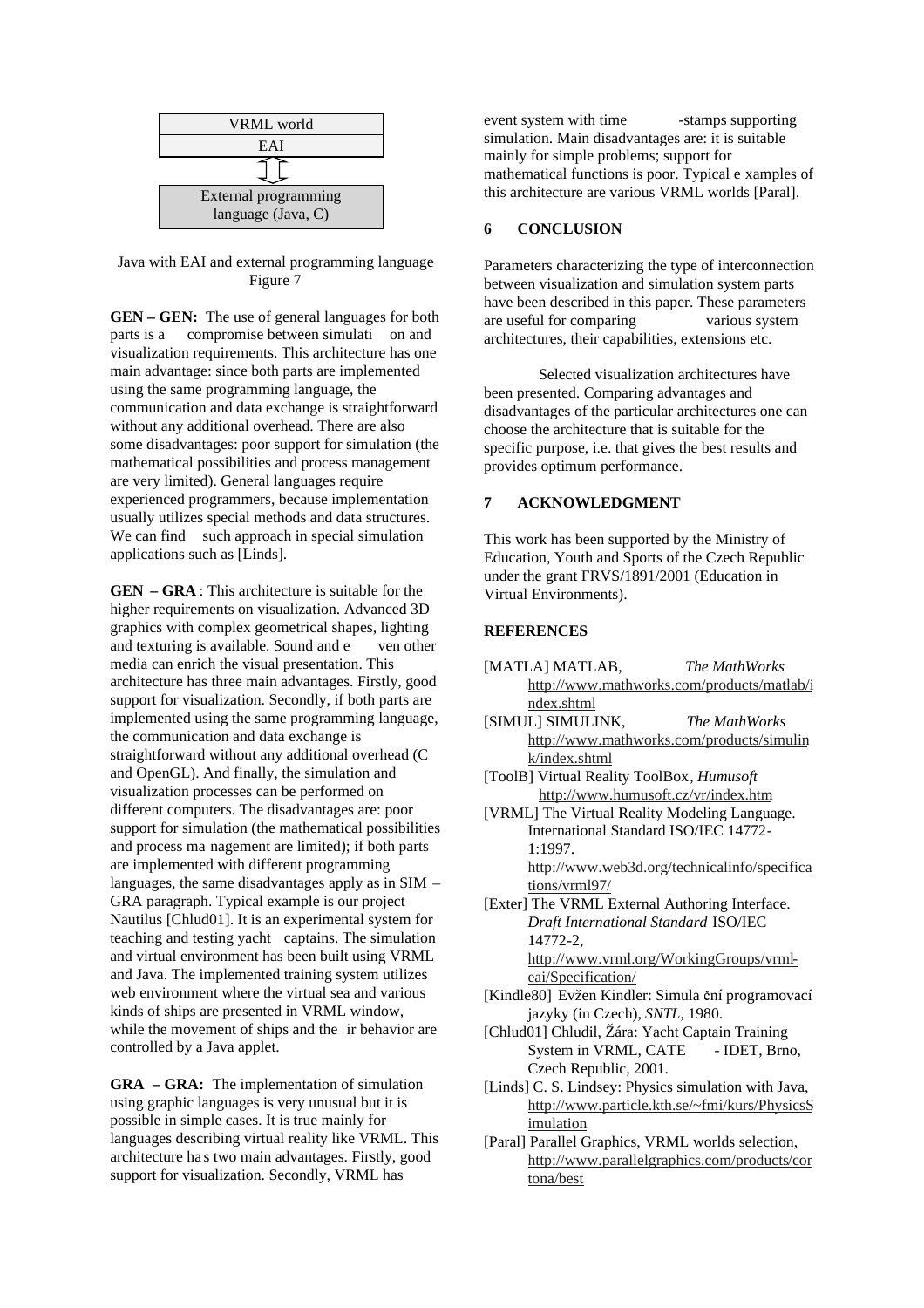VRML world

EAI

External programming language (Java, C)

Java with EAI and external programming language
Figure 7

**GEN – GEN:** The use of general languages for both parts is a compromise between simulation and visualization requirements. This architecture has one main advantage: since both parts are implemented using the same programming language, the communication and data exchange is straightforward without any additional overhead. There are also some disadvantages: poor support for simulation (the mathematical possibilities and process management are very limited). General languages require experienced programmers, because implementation usually utilizes special methods and data structures. We can find such approach in special simulation applications such as [Linds].

**GEN – GRA**: This architecture is suitable for the higher requirements on visualization. Advanced 3D graphics with complex geometrical shapes, lighting and texturing is available. Sound and even other media can enrich the visual presentation. This architecture has three main advantages. Firstly, good support for visualization. Secondly, if both parts are implemented using the same programming language, the communication and data exchange is straightforward without any additional overhead (C and OpenGL). And finally, the simulation and visualization processes can be performed on different computers. The disadvantages are: poor support for simulation (the mathematical possibilities and process management are limited); if both parts are implemented with different programming languages, the same disadvantages apply as in SIM – GRA paragraph. Typical example is our project Nautilus [Chlud01]. It is an experimental system for teaching and testing yacht captains. The simulation and virtual environment has been built using VRML and Java. The implemented training system utilizes web environment where the virtual sea and various kinds of ships are presented in VRML window, while the movement of ships and their behavior are controlled by a Java applet.

**GRA – GRA:** The implementation of simulation using graphic languages is very unusual but it is possible in simple cases. It is true mainly for languages describing virtual reality like VRML. This architecture has two main advantages. Firstly, good support for visualization. Secondly, VRML has event system with time-stamps supporting simulation. Main disadvantages are: it is suitable mainly for simple problems; support for mathematical functions is poor. Typical examples of this architecture are various VRML worlds [Paral].

## 6 CONCLUSION

Parameters characterizing the type of interconnection between visualization and simulation system parts have been described in this paper. These parameters are useful for comparing various system architectures, their capabilities, extensions etc.

Selected visualization architectures have been presented. Comparing advantages and disadvantages of the particular architectures one can choose the architecture that is suitable for the specific purpose, i.e. that gives the best results and provides optimum performance.

## 7 ACKNOWLEDGMENT

This work has been supported by the Ministry of Education, Youth and Sports of the Czech Republic under the grant FRVS/1891/2001 (Education in Virtual Environments).

## REFERENCES

[MATLA] MATLAB, *The MathWorks* http://www.mathworks.com/products/matlab/index.shtml

[SIMUL] SIMULINK, *The MathWorks* http://www.mathworks.com/products/simulink/index.shtml

[ToolB] Virtual Reality ToolBox, *Humusoft* http://www.humusoft.cz/vr/index.htm

[VRML] The Virtual Reality Modeling Language. International Standard ISO/IEC 14772-1:1997. http://www.web3d.org/technicalinfo/specifications/vrml97/

[Exter] The VRML External Authoring Interface. *Draft International Standard* ISO/IEC 14772-2, http://www.vrml.org/WorkingGroups/vrml-eai/Specification/

[Kindle80] Evžen Kindler: Simulační programovací jazyky (in Czech), *SNTL*, 1980.

[Chlud01] Chludil, Žára: Yacht Captain Training System in VRML, CATE - IDET, Brno, Czech Republic, 2001.

[Linds] C. S. Lindsey: Physics simulation with Java, http://www.particle.kth.se/~fmi/kurs/PhysicsSimulation

[Paral] Parallel Graphics, VRML worlds selection, http://www.parallelgraphics.com/products/cortona/best